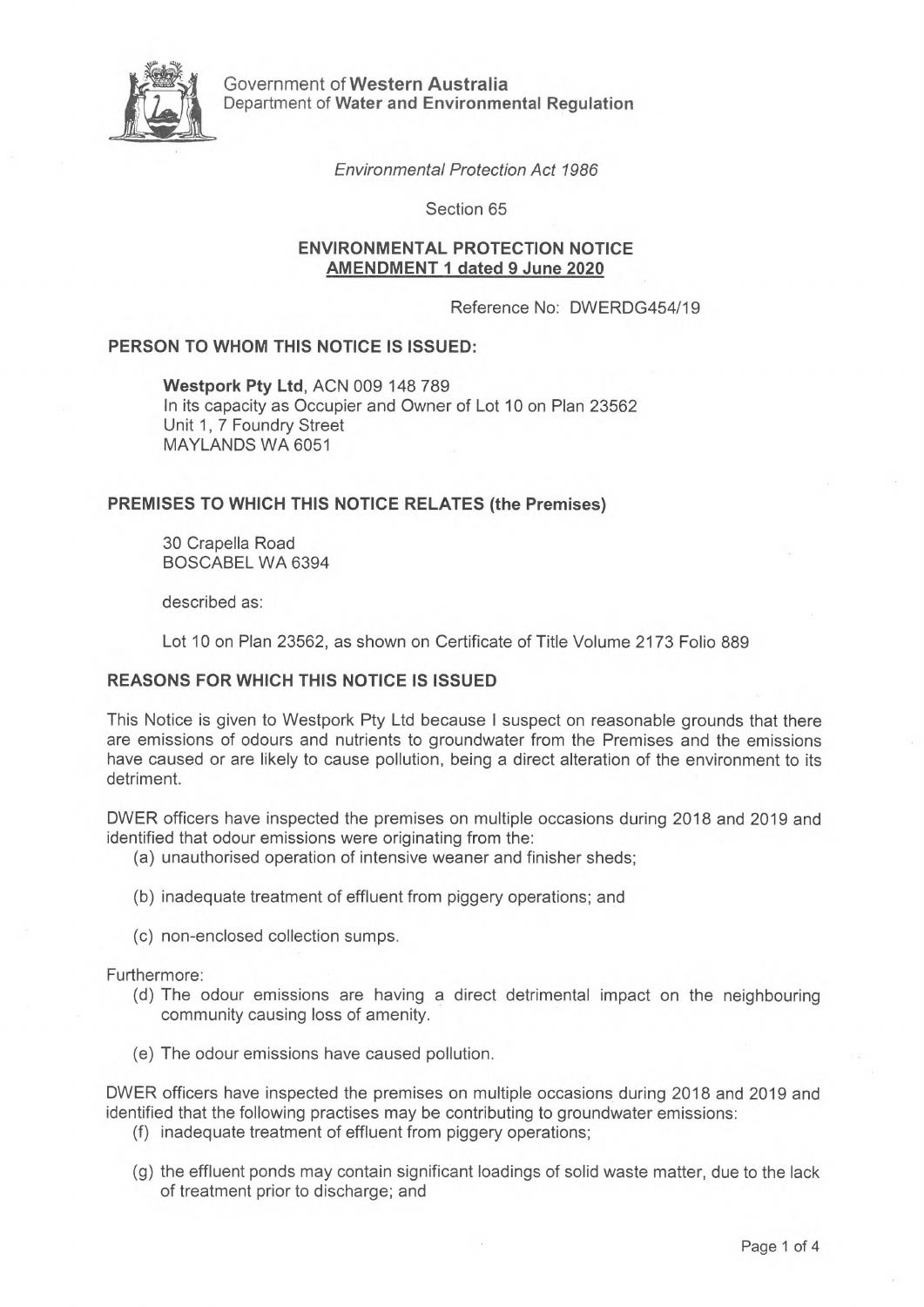Government of **Western Australia**
Department of **Water and Environmental Regulation**

*Environmental Protection Act 1986*

Section 65

**ENVIRONMENTAL PROTECTION NOTICE**
**AMENDMENT 1 dated 9 June 2020**

Reference No: DWERDG454/19

## PERSON TO WHOM THIS NOTICE IS ISSUED:

**Westpork Pty Ltd**, ACN 009 148 789
In its capacity as Occupier and Owner of Lot 10 on Plan 23562
Unit 1, 7 Foundry Street
MAYLANDS WA 6051

## PREMISES TO WHICH THIS NOTICE RELATES (the Premises)

30 Crapella Road
BOSCABEL WA 6394

described as:

Lot 10 on Plan 23562, as shown on Certificate of Title Volume 2173 Folio 889

## REASONS FOR WHICH THIS NOTICE IS ISSUED

This Notice is given to Westpork Pty Ltd because I suspect on reasonable grounds that there are emissions of odours and nutrients to groundwater from the Premises and the emissions have caused or are likely to cause pollution, being a direct alteration of the environment to its detriment.

DWER officers have inspected the premises on multiple occasions during 2018 and 2019 and identified that odour emissions were originating from the:

(a) unauthorised operation of intensive weaner and finisher sheds;

(b) inadequate treatment of effluent from piggery operations; and

(c) non-enclosed collection sumps.

Furthermore:

(d) The odour emissions are having a direct detrimental impact on the neighbouring community causing loss of amenity.

(e) The odour emissions have caused pollution.

DWER officers have inspected the premises on multiple occasions during 2018 and 2019 and identified that the following practises may be contributing to groundwater emissions:

(f) inadequate treatment of effluent from piggery operations;

(g) the effluent ponds may contain significant loadings of solid waste matter, due to the lack of treatment prior to discharge; and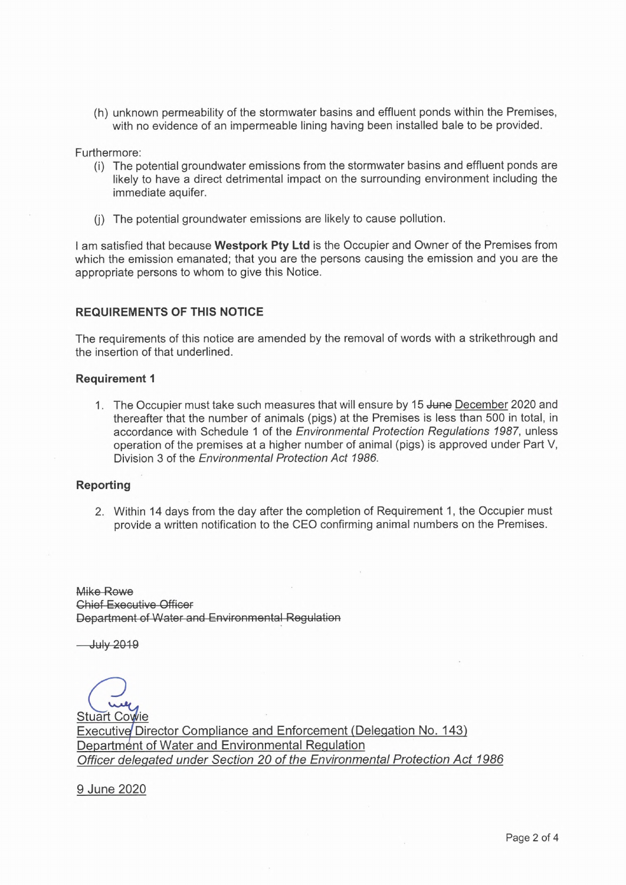(h) unknown permeability of the stormwater basins and effluent ponds within the Premises, with no evidence of an impermeable lining having been installed bale to be provided.

Furthermore:

(i) The potential groundwater emissions from the stormwater basins and effluent ponds are likely to have a direct detrimental impact on the surrounding environment including the immediate aquifer.

(j) The potential groundwater emissions are likely to cause pollution.

I am satisfied that because **Westpork Pty Ltd** is the Occupier and Owner of the Premises from which the emission emanated; that you are the persons causing the emission and you are the appropriate persons to whom to give this Notice.

## REQUIREMENTS OF THIS NOTICE

The requirements of this notice are amended by the removal of words with a strikethrough and the insertion of that underlined.

### Requirement 1

1. The Occupier must take such measures that will ensure by 15 ~~June~~ <u>December</u> 2020 and thereafter that the number of animals (pigs) at the Premises is less than 500 in total, in accordance with Schedule 1 of the *Environmental Protection Regulations 1987*, unless operation of the premises at a higher number of animal (pigs) is approved under Part V, Division 3 of the *Environmental Protection Act 1986*.

### Reporting

2. Within 14 days from the day after the completion of Requirement 1, the Occupier must provide a written notification to the CEO confirming animal numbers on the Premises.

~~Mike Rowe~~
~~Chief Executive Officer~~
~~Department of Water and Environmental Regulation~~

~~July 2019~~

<u>Stuart Cowie</u>
<u>Executive Director Compliance and Enforcement (Delegation No. 143)</u>
<u>Department of Water and Environmental Regulation</u>
<u>*Officer delegated under Section 20 of the Environmental Protection Act 1986*</u>

<u>9 June 2020</u>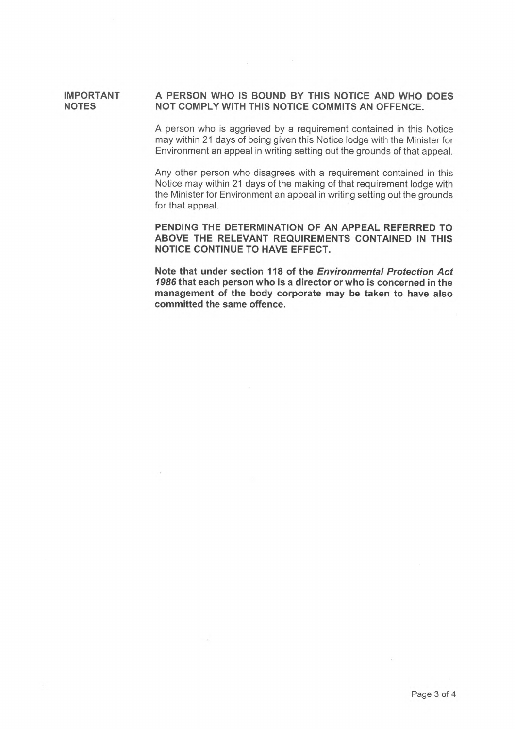**IMPORTANT NOTES**

**A PERSON WHO IS BOUND BY THIS NOTICE AND WHO DOES NOT COMPLY WITH THIS NOTICE COMMITS AN OFFENCE.**

A person who is aggrieved by a requirement contained in this Notice may within 21 days of being given this Notice lodge with the Minister for Environment an appeal in writing setting out the grounds of that appeal.

Any other person who disagrees with a requirement contained in this Notice may within 21 days of the making of that requirement lodge with the Minister for Environment an appeal in writing setting out the grounds for that appeal.

**PENDING THE DETERMINATION OF AN APPEAL REFERRED TO ABOVE THE RELEVANT REQUIREMENTS CONTAINED IN THIS NOTICE CONTINUE TO HAVE EFFECT.**

**Note that under section 118 of the *Environmental Protection Act 1986* that each person who is a director or who is concerned in the management of the body corporate may be taken to have also committed the same offence.**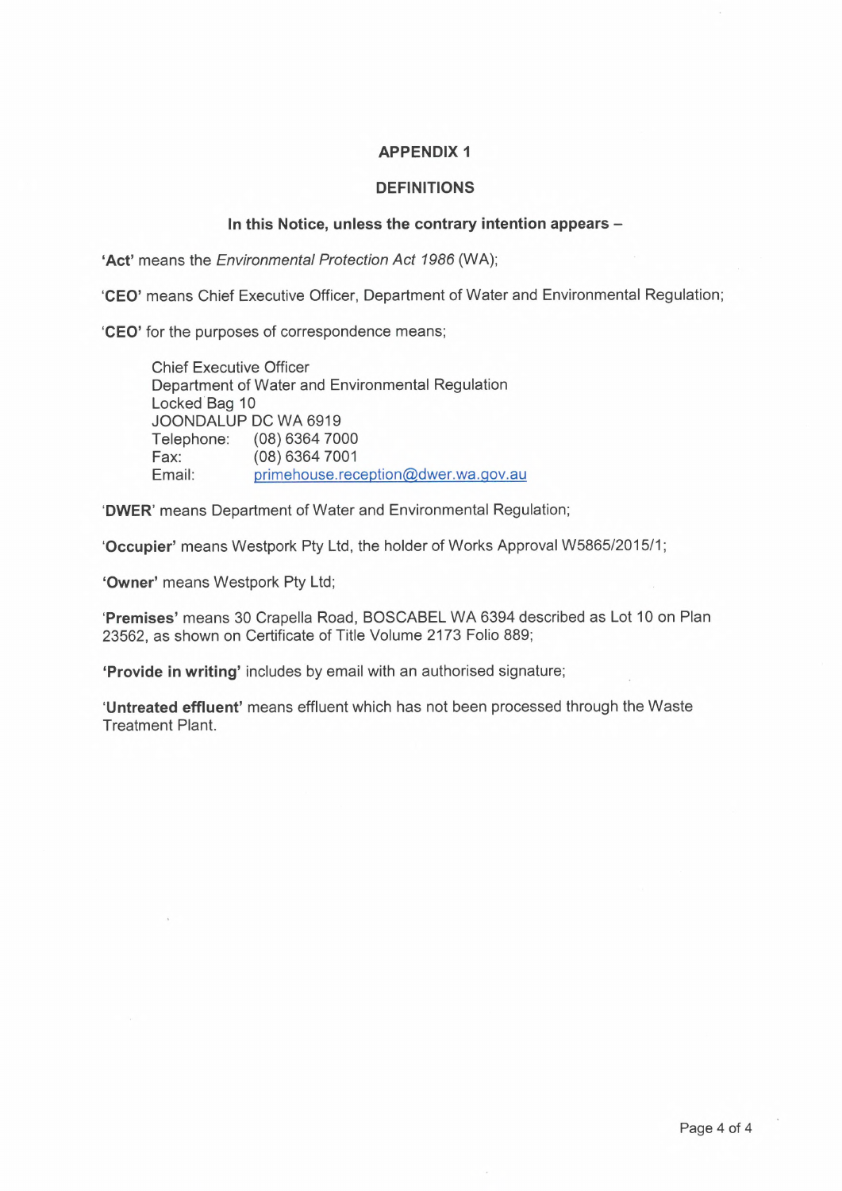## APPENDIX 1

## DEFINITIONS

**In this Notice, unless the contrary intention appears –**

**'Act'** means the *Environmental Protection Act 1986* (WA);

**'CEO'** means Chief Executive Officer, Department of Water and Environmental Regulation;

**'CEO'** for the purposes of correspondence means;

Chief Executive Officer
Department of Water and Environmental Regulation
Locked Bag 10
JOONDALUP DC WA 6919
Telephone: (08) 6364 7000
Fax: (08) 6364 7001
Email: primehouse.reception@dwer.wa.gov.au

'**DWER**' means Department of Water and Environmental Regulation;

'**Occupier**' means Westpork Pty Ltd, the holder of Works Approval W5865/2015/1;

**'Owner'** means Westpork Pty Ltd;

'**Premises**' means 30 Crapella Road, BOSCABEL WA 6394 described as Lot 10 on Plan 23562, as shown on Certificate of Title Volume 2173 Folio 889;

**'Provide in writing'** includes by email with an authorised signature;

'**Untreated effluent**' means effluent which has not been processed through the Waste Treatment Plant.